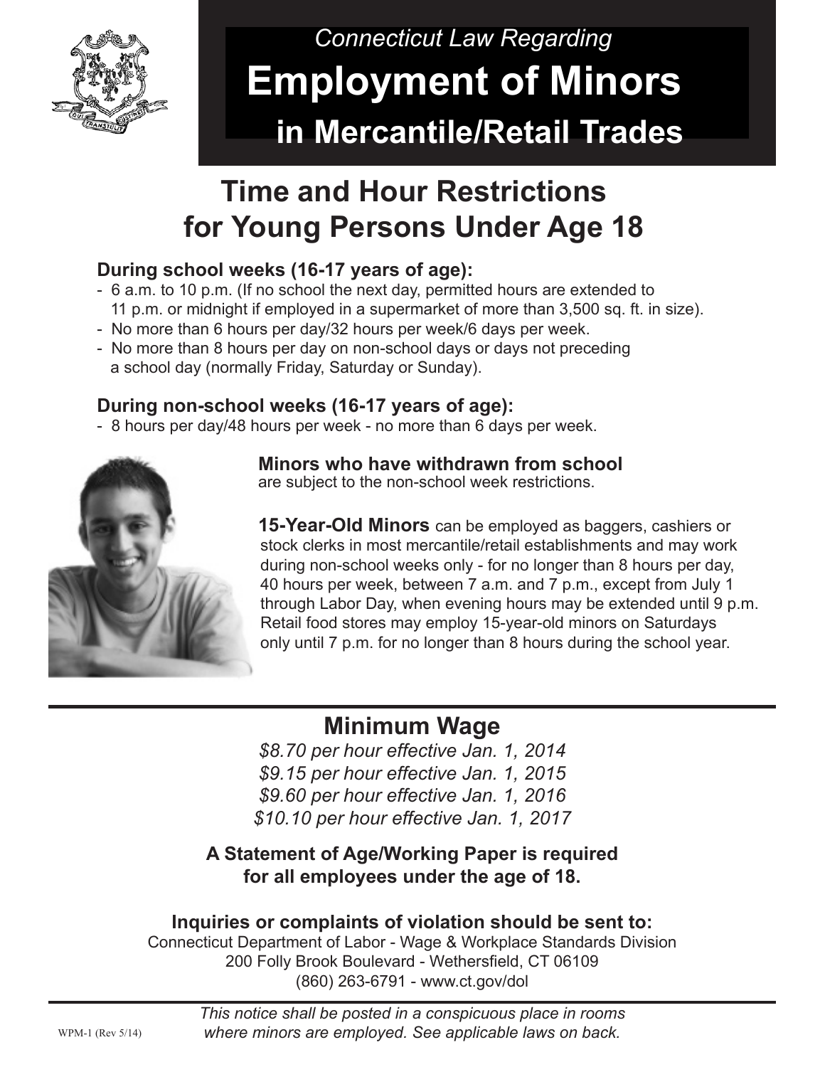*Connecticut Law Regarding*

# Employment of Minors in Mercantile/Retail Trades

## Time and Hour Restrictions for Young Persons Under Age 18

### During school weeks (16-17 years of age):

- 6 a.m. to 10 p.m. (If no school the next day, permitted hours are extended to 11 p.m. or midnight if employed in a supermarket of more than 3,500 sq. ft. in size).
- No more than 6 hours per day/32 hours per week/6 days per week.
- No more than 8 hours per day on non-school days or days not preceding a school day (normally Friday, Saturday or Sunday).

### During non-school weeks (16-17 years of age):

- 8 hours per day/48 hours per week - no more than 6 days per week.

**Minors who have withdrawn from school** are subject to the non-school week restrictions.

**15-Year-Old Minors** can be employed as baggers, cashiers or stock clerks in most mercantile/retail establishments and may work during non-school weeks only - for no longer than 8 hours per day, 40 hours per week, between 7 a.m. and 7 p.m., except from July 1 through Labor Day, when evening hours may be extended until 9 p.m. Retail food stores may employ 15-year-old minors on Saturdays only until 7 p.m. for no longer than 8 hours during the school year.

## Minimum Wage

*$8.70 per hour effective Jan. 1, 2014*
*$9.15 per hour effective Jan. 1, 2015*
*$9.60 per hour effective Jan. 1, 2016*
*$10.10 per hour effective Jan. 1, 2017*

**A Statement of Age/Working Paper is required for all employees under the age of 18.**

**Inquiries or complaints of violation should be sent to:**

Connecticut Department of Labor - Wage & Workplace Standards Division
200 Folly Brook Boulevard - Wethersfield, CT 06109
(860) 263-6791 - www.ct.gov/dol

*This notice shall be posted in a conspicuous place in rooms where minors are employed. See applicable laws on back.*

WPM-1 (Rev 5/14)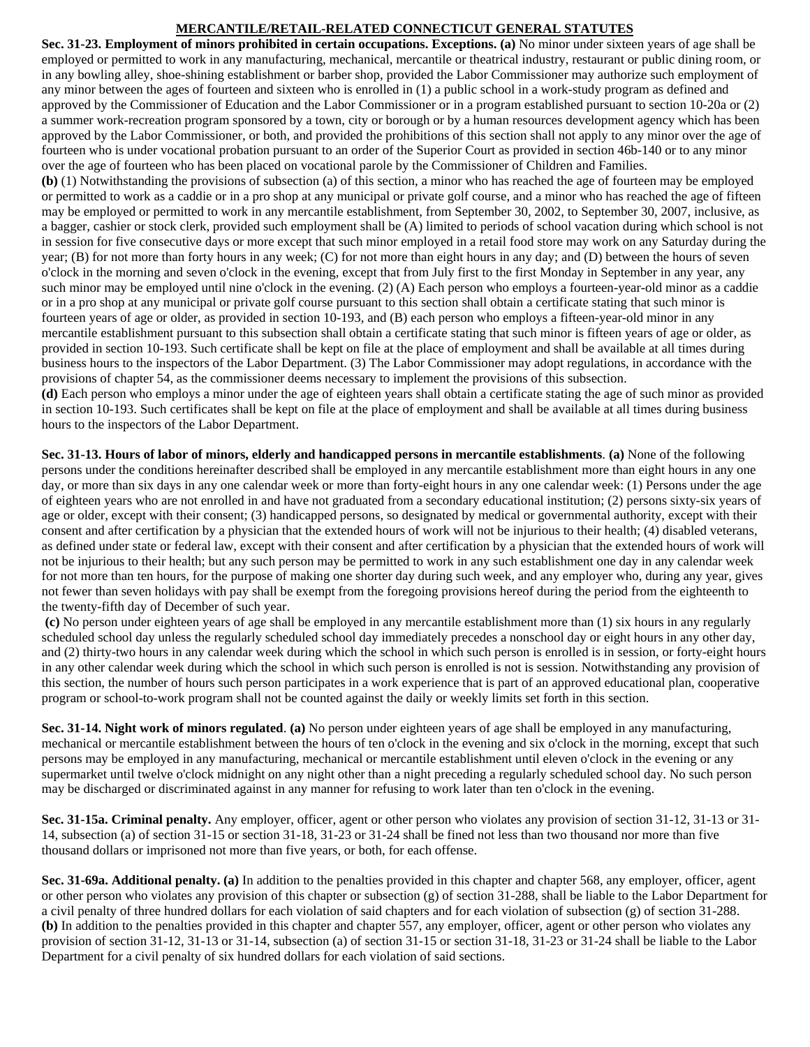# MERCANTILE/RETAIL-RELATED CONNECTICUT GENERAL STATUTES

**Sec. 31-23. Employment of minors prohibited in certain occupations. Exceptions. (a)** No minor under sixteen years of age shall be employed or permitted to work in any manufacturing, mechanical, mercantile or theatrical industry, restaurant or public dining room, or in any bowling alley, shoe-shining establishment or barber shop, provided the Labor Commissioner may authorize such employment of any minor between the ages of fourteen and sixteen who is enrolled in (1) a public school in a work-study program as defined and approved by the Commissioner of Education and the Labor Commissioner or in a program established pursuant to section 10-20a or (2) a summer work-recreation program sponsored by a town, city or borough or by a human resources development agency which has been approved by the Labor Commissioner, or both, and provided the prohibitions of this section shall not apply to any minor over the age of fourteen who is under vocational probation pursuant to an order of the Superior Court as provided in section 46b-140 or to any minor over the age of fourteen who has been placed on vocational parole by the Commissioner of Children and Families.

**(b)** (1) Notwithstanding the provisions of subsection (a) of this section, a minor who has reached the age of fourteen may be employed or permitted to work as a caddie or in a pro shop at any municipal or private golf course, and a minor who has reached the age of fifteen may be employed or permitted to work in any mercantile establishment, from September 30, 2002, to September 30, 2007, inclusive, as a bagger, cashier or stock clerk, provided such employment shall be (A) limited to periods of school vacation during which school is not in session for five consecutive days or more except that such minor employed in a retail food store may work on any Saturday during the year; (B) for not more than forty hours in any week; (C) for not more than eight hours in any day; and (D) between the hours of seven o'clock in the morning and seven o'clock in the evening, except that from July first to the first Monday in September in any year, any such minor may be employed until nine o'clock in the evening. (2) (A) Each person who employs a fourteen-year-old minor as a caddie or in a pro shop at any municipal or private golf course pursuant to this section shall obtain a certificate stating that such minor is fourteen years of age or older, as provided in section 10-193, and (B) each person who employs a fifteen-year-old minor in any mercantile establishment pursuant to this subsection shall obtain a certificate stating that such minor is fifteen years of age or older, as provided in section 10-193. Such certificate shall be kept on file at the place of employment and shall be available at all times during business hours to the inspectors of the Labor Department. (3) The Labor Commissioner may adopt regulations, in accordance with the provisions of chapter 54, as the commissioner deems necessary to implement the provisions of this subsection.

**(d)** Each person who employs a minor under the age of eighteen years shall obtain a certificate stating the age of such minor as provided in section 10-193. Such certificates shall be kept on file at the place of employment and shall be available at all times during business hours to the inspectors of the Labor Department.

**Sec. 31-13. Hours of labor of minors, elderly and handicapped persons in mercantile establishments**. **(a)** None of the following persons under the conditions hereinafter described shall be employed in any mercantile establishment more than eight hours in any one day, or more than six days in any one calendar week or more than forty-eight hours in any one calendar week: (1) Persons under the age of eighteen years who are not enrolled in and have not graduated from a secondary educational institution; (2) persons sixty-six years of age or older, except with their consent; (3) handicapped persons, so designated by medical or governmental authority, except with their consent and after certification by a physician that the extended hours of work will not be injurious to their health; (4) disabled veterans, as defined under state or federal law, except with their consent and after certification by a physician that the extended hours of work will not be injurious to their health; but any such person may be permitted to work in any such establishment one day in any calendar week for not more than ten hours, for the purpose of making one shorter day during such week, and any employer who, during any year, gives not fewer than seven holidays with pay shall be exempt from the foregoing provisions hereof during the period from the eighteenth to the twenty-fifth day of December of such year.

**(c)** No person under eighteen years of age shall be employed in any mercantile establishment more than (1) six hours in any regularly scheduled school day unless the regularly scheduled school day immediately precedes a nonschool day or eight hours in any other day, and (2) thirty-two hours in any calendar week during which the school in which such person is enrolled is in session, or forty-eight hours in any other calendar week during which the school in which such person is enrolled is not is session. Notwithstanding any provision of this section, the number of hours such person participates in a work experience that is part of an approved educational plan, cooperative program or school-to-work program shall not be counted against the daily or weekly limits set forth in this section.

**Sec. 31-14. Night work of minors regulated**. **(a)** No person under eighteen years of age shall be employed in any manufacturing, mechanical or mercantile establishment between the hours of ten o'clock in the evening and six o'clock in the morning, except that such persons may be employed in any manufacturing, mechanical or mercantile establishment until eleven o'clock in the evening or any supermarket until twelve o'clock midnight on any night other than a night preceding a regularly scheduled school day. No such person may be discharged or discriminated against in any manner for refusing to work later than ten o'clock in the evening.

**Sec. 31-15a. Criminal penalty.** Any employer, officer, agent or other person who violates any provision of section 31-12, 31-13 or 31-14, subsection (a) of section 31-15 or section 31-18, 31-23 or 31-24 shall be fined not less than two thousand nor more than five thousand dollars or imprisoned not more than five years, or both, for each offense.

**Sec. 31-69a. Additional penalty. (a)** In addition to the penalties provided in this chapter and chapter 568, any employer, officer, agent or other person who violates any provision of this chapter or subsection (g) of section 31-288, shall be liable to the Labor Department for a civil penalty of three hundred dollars for each violation of said chapters and for each violation of subsection (g) of section 31-288.

**(b)** In addition to the penalties provided in this chapter and chapter 557, any employer, officer, agent or other person who violates any provision of section 31-12, 31-13 or 31-14, subsection (a) of section 31-15 or section 31-18, 31-23 or 31-24 shall be liable to the Labor Department for a civil penalty of six hundred dollars for each violation of said sections.